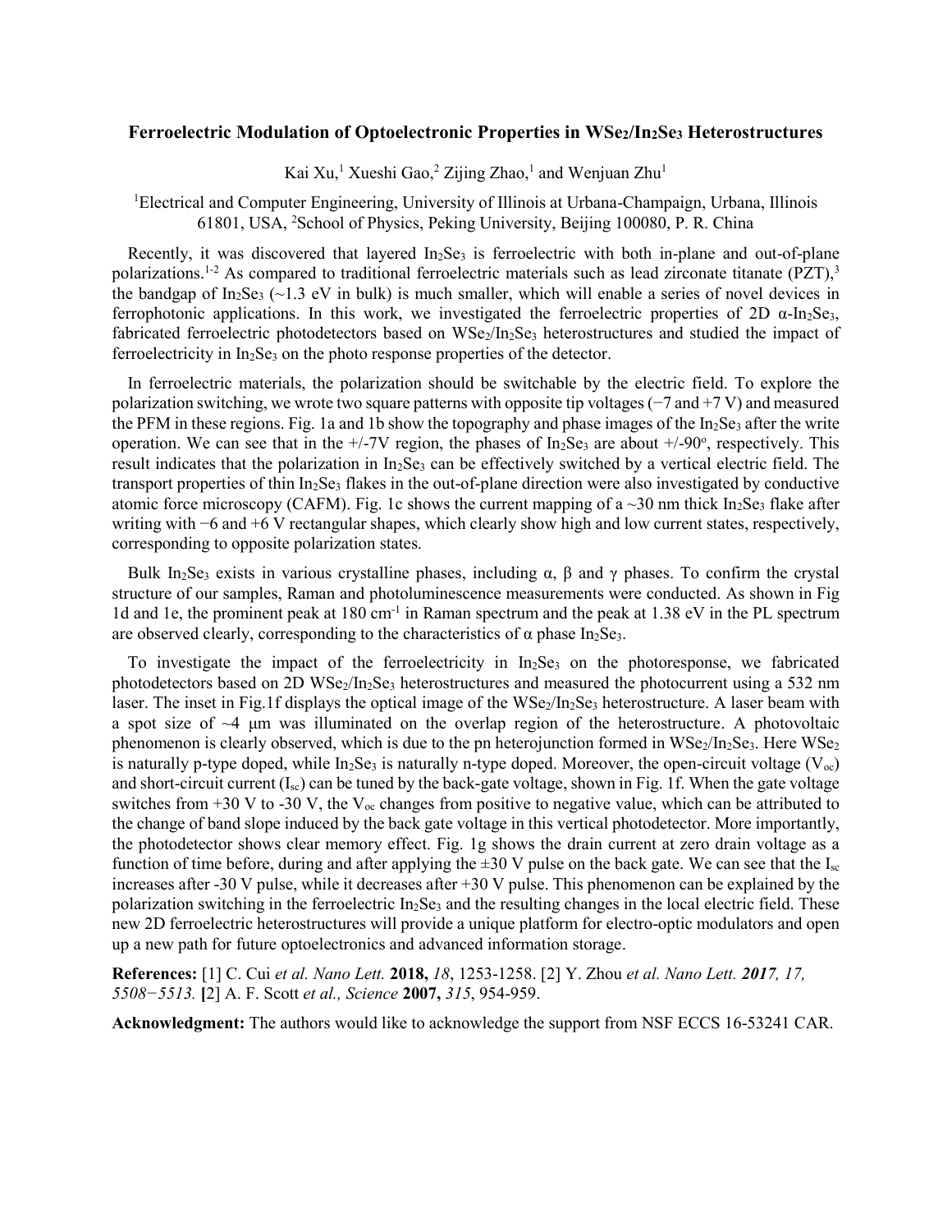# Ferroelectric Modulation of Optoelectronic Properties in $WSe_2/In_2Se_3$ Heterostructures

Kai Xu,[1] Xueshi Gao,[2] Zijing Zhao,[1] and Wenjuan Zhu[1]

[1]Electrical and Computer Engineering, University of Illinois at Urbana-Champaign, Urbana, Illinois 61801, USA, [2]School of Physics, Peking University, Beijing 100080, P. R. China

Recently, it was discovered that layered $In_2Se_3$ is ferroelectric with both in-plane and out-of-plane polarizations.[1-2] As compared to traditional ferroelectric materials such as lead zirconate titanate (PZT),[3] the bandgap of $In_2Se_3$ (~1.3 eV in bulk) is much smaller, which will enable a series of novel devices in ferrophotonic applications. In this work, we investigated the ferroelectric properties of 2D α-$In_2Se_3$, fabricated ferroelectric photodetectors based on $WSe_2/In_2Se_3$ heterostructures and studied the impact of ferroelectricity in $In_2Se_3$ on the photo response properties of the detector.

In ferroelectric materials, the polarization should be switchable by the electric field. To explore the polarization switching, we wrote two square patterns with opposite tip voltages (−7 and +7 V) and measured the PFM in these regions. Fig. 1a and 1b show the topography and phase images of the $In_2Se_3$ after the write operation. We can see that in the +/-7V region, the phases of $In_2Se_3$ are about +/-90$^{o}$, respectively. This result indicates that the polarization in $In_2Se_3$ can be effectively switched by a vertical electric field. The transport properties of thin $In_2Se_3$ flakes in the out-of-plane direction were also investigated by conductive atomic force microscopy (CAFM). Fig. 1c shows the current mapping of a ~30 nm thick $In_2Se_3$ flake after writing with −6 and +6 V rectangular shapes, which clearly show high and low current states, respectively, corresponding to opposite polarization states.

Bulk $In_2Se_3$ exists in various crystalline phases, including α, β and γ phases. To confirm the crystal structure of our samples, Raman and photoluminescence measurements were conducted. As shown in Fig 1d and 1e, the prominent peak at 180 cm$^{-1}$ in Raman spectrum and the peak at 1.38 eV in the PL spectrum are observed clearly, corresponding to the characteristics of α phase $In_2Se_3$.

To investigate the impact of the ferroelectricity in $In_2Se_3$ on the photoresponse, we fabricated photodetectors based on 2D $WSe_2/In_2Se_3$ heterostructures and measured the photocurrent using a 532 nm laser. The inset in Fig.1f displays the optical image of the $WSe_2/In_2Se_3$ heterostructure. A laser beam with a spot size of ~4 μm was illuminated on the overlap region of the heterostructure. A photovoltaic phenomenon is clearly observed, which is due to the pn heterojunction formed in $WSe_2/In_2Se_3$. Here $WSe_2$ is naturally p-type doped, while $In_2Se_3$ is naturally n-type doped. Moreover, the open-circuit voltage ($V_{oc}$) and short-circuit current ($I_{sc}$) can be tuned by the back-gate voltage, shown in Fig. 1f. When the gate voltage switches from +30 V to -30 V, the $V_{oc}$ changes from positive to negative value, which can be attributed to the change of band slope induced by the back gate voltage in this vertical photodetector. More importantly, the photodetector shows clear memory effect. Fig. 1g shows the drain current at zero drain voltage as a function of time before, during and after applying the ±30 V pulse on the back gate. We can see that the $I_{sc}$ increases after -30 V pulse, while it decreases after +30 V pulse. This phenomenon can be explained by the polarization switching in the ferroelectric $In_2Se_3$ and the resulting changes in the local electric field. These new 2D ferroelectric heterostructures will provide a unique platform for electro-optic modulators and open up a new path for future optoelectronics and advanced information storage.

**References:** [1] C. Cui *et al. Nano Lett.* **2018,** *18*, 1253-1258. [2] Y. Zhou *et al. Nano Lett.* ***2017****, 17, 5508−5513.* **[**2] A. F. Scott *et al., Science* **2007,** *315*, 954-959.

**Acknowledgment:** The authors would like to acknowledge the support from NSF ECCS 16-53241 CAR.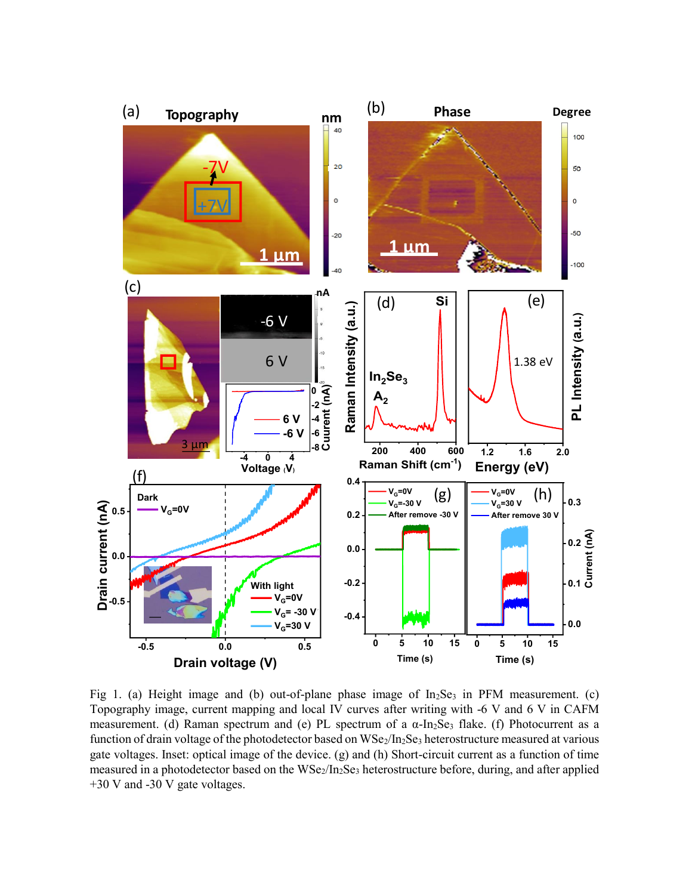(a) Topography
nm
40
20
0
-20
-40
-7V
+7V
1 µm

(b) Phase
Degree
100
50
0
-50
-100
1 µm

(c)
3 µm
nA
-6 V
6 V
6 V
-6 V
Voltage (V)
Current (nA)

(d)
Si
$In_2Se_3$
$A_2$
Raman Intensity (a.u.)
Raman Shift ($cm^{-1}$)

(e)
1.38 eV
PL Intensity (a.u.)
Energy (eV)

(f)
Dark
$V_G$=0V
With light
$V_G$=0V
$V_G$= -30 V
$V_G$=30 V
Drain current (nA)
Drain voltage (V)

(g)
$V_G$=0V
$V_G$=-30 V
After remove -30 V
Time (s)

(h)
$V_G$=0V
$V_G$=30 V
After remove 30 V
Time (s)
Current (nA)

Fig 1. (a) Height image and (b) out-of-plane phase image of $In_2Se_3$ in PFM measurement. (c) Topography image, current mapping and local IV curves after writing with -6 V and 6 V in CAFM measurement. (d) Raman spectrum and (e) PL spectrum of a α-$In_2Se_3$ flake. (f) Photocurrent as a function of drain voltage of the photodetector based on $WSe_2$/$In_2Se_3$ heterostructure measured at various gate voltages. Inset: optical image of the device. (g) and (h) Short-circuit current as a function of time measured in a photodetector based on the $WSe_2$/$In_2Se_3$ heterostructure before, during, and after applied +30 V and -30 V gate voltages.